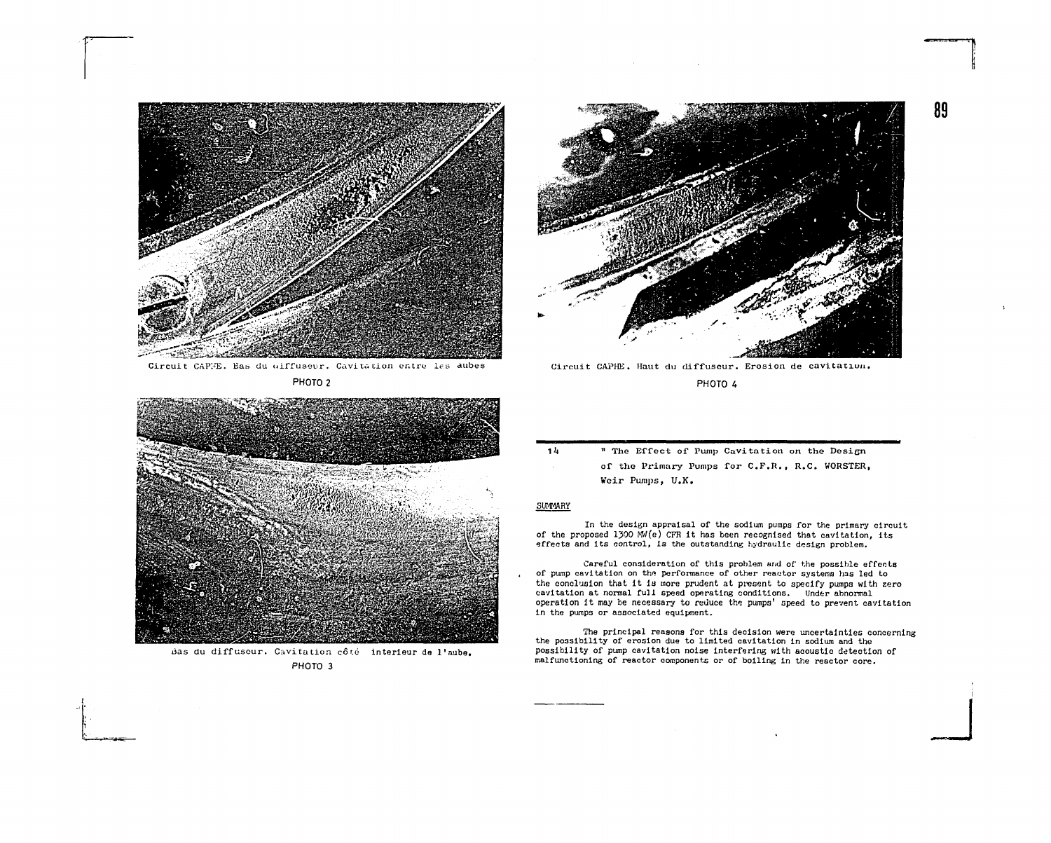Circuit CAPHE. Bas du diffuseur. Cavitation entre les aubes

PHOTO 2

Bas du diffuseur. Cavitation côté interieur de l'aube.

PHOTO 3

Circuit CAPHE. Haut du diffuseur. Erosion de cavitation.

PHOTO 4

14 " The Effect of Pump Cavitation on the Design of the Primary Pumps for C.F.R., R.C. WORSTER, Weir Pumps, U.K.

SUMMARY

In the design appraisal of the sodium pumps for the primary circuit of the proposed 1300 MW(e) CFR it has been recognised that cavitation, its effects and its control, is the outstanding hydraulic design problem.

Careful consideration of this problem and of the possible effects of pump cavitation on the performance of other reactor systems has led to the conclusion that it is more prudent at present to specify pumps with zero cavitation at normal full speed operating conditions. Under abnormal operation it may be necessary to reduce the pumps' speed to prevent cavitation in the pumps or associated equipment.

The principal reasons for this decision were uncertainties concerning the possibility of erosion due to limited cavitation in sodium and the possibility of pump cavitation noise interfering with acoustic detection of malfunctioning of reactor components or of boiling in the reactor core.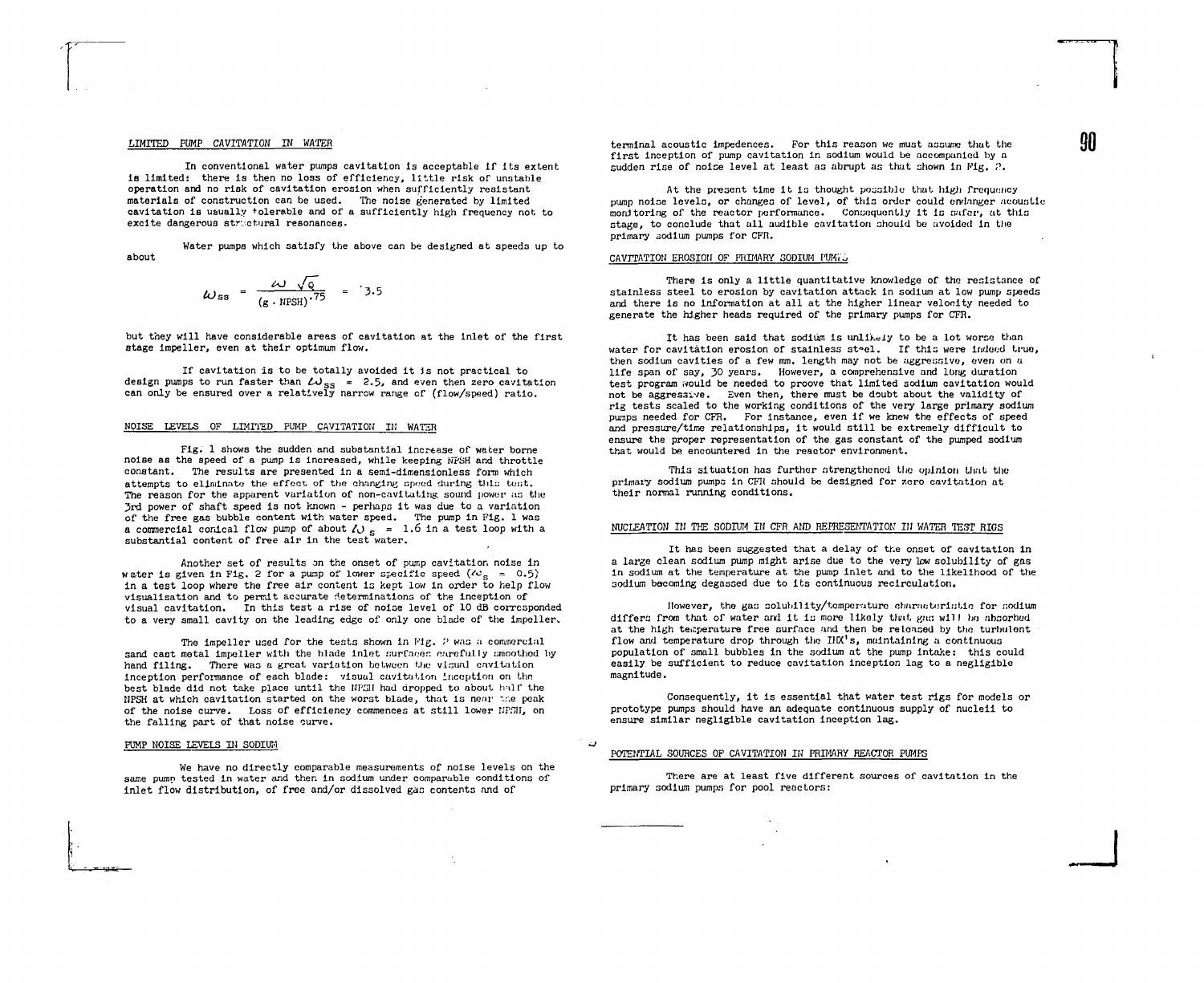## LIMITED PUMP CAVITATION IN WATER

In conventional water pumps cavitation is acceptable if its extent is limited: there is then no loss of efficiency, little risk of unstable operation and no risk of cavitation erosion when sufficiently resistant materials of construction can be used. The noise generated by limited cavitation is usually tolerable and of a sufficiently high frequency not to excite dangerous structural resonances.

Water pumps which satisfy the above can be designed at speeds up to about

$$\omega_{ss} = \frac{\omega \sqrt{Q}}{(g \cdot NPSH)^{.75}} = 3.5$$

but they will have considerable areas of cavitation at the inlet of the first stage impeller, even at their optimum flow.

If cavitation is to be totally avoided it is not practical to design pumps to run faster than $\omega_{ss} = 2.5$, and even then zero cavitation can only be ensured over a relatively narrow range of (flow/speed) ratio.

## NOISE LEVELS OF LIMITED PUMP CAVITATION IN WATER

Fig. 1 shows the sudden and substantial increase of water borne noise as the speed of a pump is increased, while keeping NPSH and throttle constant. The results are presented in a semi-dimensionless form which attempts to eliminate the effect of the changing speed during this test. The reason for the apparent variation of non-cavitating sound power as the 3rd power of shaft speed is not known - perhaps it was due to a variation of the free gas bubble content with water speed. The pump in Fig. 1 was a commercial conical flow pump of about $\omega_s = 1.6$ in a test loop with a substantial content of free air in the test water.

Another set of results on the onset of pump cavitation noise in water is given in Fig. 2 for a pump of lower specific speed ($\omega_s = 0.5$) in a test loop where the free air content is kept low in order to help flow visualisation and to permit accurate determinations of the inception of visual cavitation. In this test a rise of noise level of 10 dB corresponded to a very small cavity on the leading edge of only one blade of the impeller.

The impeller used for the tests shown in Fig. 2 was a commercial sand cast metal impeller with the blade inlet surfaces carefully smoothed by hand filing. There was a great variation between the visual cavitation inception performance of each blade: visual cavitation inception on the best blade did not take place until the NPSH had dropped to about half the NPSH at which cavitation started on the worst blade, that is near the peak of the noise curve. Loss of efficiency commences at still lower NPSH, on the falling part of that noise curve.

## PUMP NOISE LEVELS IN SODIUM

We have no directly comparable measurements of noise levels on the same pump tested in water and then in sodium under comparable conditions of inlet flow distribution, of free and/or dissolved gas contents and of terminal acoustic impedences. For this reason we must assume that the first inception of pump cavitation in sodium would be accompanied by a sudden rise of noise level at least as abrupt as that shown in Fig. 2.

At the present time it is thought possible that high frequency pump noise levels, or changes of level, of this order could endanger acoustic monitoring of the reactor performance. Consequently it is safer, at this stage, to conclude that all audible cavitation should be avoided in the primary sodium pumps for CFR.

## CAVITATION EROSION OF PRIMARY SODIUM PUMPS

There is only a little quantitative knowledge of the resistance of stainless steel to erosion by cavitation attack in sodium at low pump speeds and there is no information at all at the higher linear velocity needed to generate the higher heads required of the primary pumps for CFR.

It has been said that sodium is unlikely to be a lot worse than water for cavitation erosion of stainless steel. If this were indeed true, then sodium cavities of a few mm. length may not be aggressive, even on a life span of say, 30 years. However, a comprehensive and long duration test program would be needed to proove that limited sodium cavitation would not be aggressive. Even then, there must be doubt about the validity of rig tests scaled to the working conditions of the very large primary sodium pumps needed for CFR. For instance, even if we knew the effects of speed and pressure/time relationships, it would still be extremely difficult to ensure the proper representation of the gas constant of the pumped sodium that would be encountered in the reactor environment.

This situation has further strengthened the opinion that the primary sodium pumps in CFR should be designed for zero cavitation at their normal running conditions.

## NUCLEATION IN THE SODIUM IN CFR AND REPRESENTATION IN WATER TEST RIGS

It has been suggested that a delay of the onset of cavitation in a large clean sodium pump might arise due to the very low solubility of gas in sodium at the temperature at the pump inlet and to the likelihood of the sodium becoming degassed due to its continuous recirculation.

However, the gas solubility/temperature characteristic for sodium differs from that of water and it is more likely that gas will be absorbed at the high temperature free surface and then be released by the turbulent flow and temperature drop through the IHX's, maintaining a continuous population of small bubbles in the sodium at the pump intake: this could easily be sufficient to reduce cavitation inception lag to a negligible magnitude.

Consequently, it is essential that water test rigs for models or prototype pumps should have an adequate continuous supply of nucleii to ensure similar negligible cavitation inception lag.

## POTENTIAL SOURCES OF CAVITATION IN PRIMARY REACTOR PUMPS

There are at least five different sources of cavitation in the primary sodium pumps for pool reactors: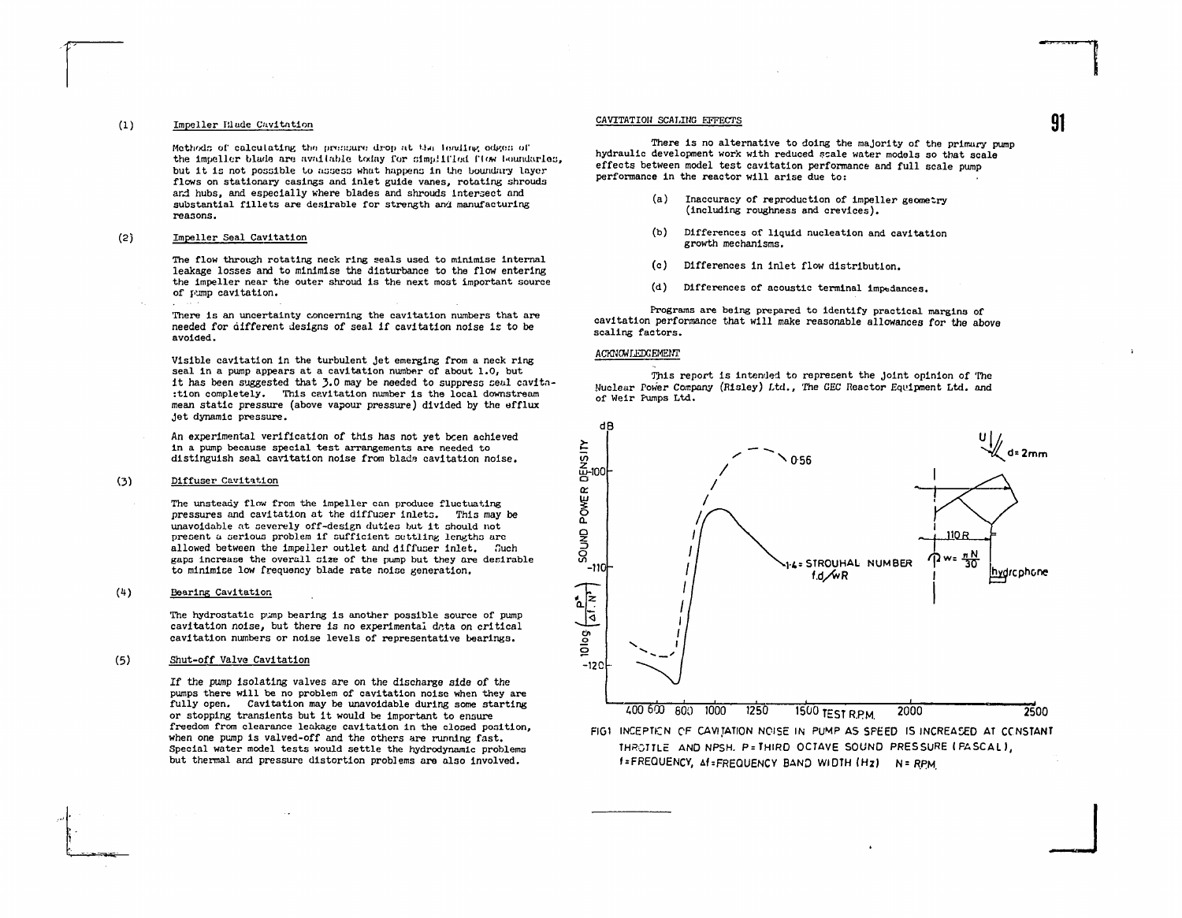(1) Impeller Blade Cavitation

Methods of calculating the pressure drop at the leading edges of the impeller blade are available today for simplified flow boundaries, but it is not possible to assess what happens in the boundary layer flows on stationary casings and inlet guide vanes, rotating shrouds and hubs, and especially where blades and shrouds intersect and substantial fillets are desirable for strength and manufacturing reasons.

(2) Impeller Seal Cavitation

The flow through rotating neck ring seals used to minimise internal leakage losses and to minimise the disturbance to the flow entering the impeller near the outer shroud is the next most important source of pump cavitation.

There is an uncertainty concerning the cavitation numbers that are needed for different designs of seal if cavitation noise is to be avoided.

Visible cavitation in the turbulent jet emerging from a neck ring seal in a pump appears at a cavitation number of about 1.0, but it has been suggested that 3.0 may be needed to suppress seal cavitation completely. This cavitation number is the local downstream mean static pressure (above vapour pressure) divided by the efflux jet dynamic pressure.

An experimental verification of this has not yet been achieved in a pump because special test arrangements are needed to distinguish seal cavitation noise from blade cavitation noise.

(3) Diffuser Cavitation

The unsteady flow from the impeller can produce fluctuating pressures and cavitation at the diffuser inlets. This may be unavoidable at severely off-design duties but it should not present a serious problem if sufficient settling lengths are allowed between the impeller outlet and diffuser inlet. Such gaps increase the overall size of the pump but they are desirable to minimise low frequency blade rate noise generation.

(4) Bearing Cavitation

The hydrostatic pump bearing is another possible source of pump cavitation noise, but there is no experimental data on critical cavitation numbers or noise levels of representative bearings.

(5) Shut-off Valve Cavitation

If the pump isolating valves are on the discharge side of the pumps there will be no problem of cavitation noise when they are fully open. Cavitation may be unavoidable during some starting or stopping transients but it would be important to ensure freedom from clearance leakage cavitation in the closed position, when one pump is valved-off and the others are running fast. Special water model tests would settle the hydrodynamic problems but thermal and pressure distortion problems are also involved.

CAVITATION SCALING EFFECTS

There is no alternative to doing the majority of the primary pump hydraulic development work with reduced scale water models so that scale effects between model test cavitation performance and full scale pump performance in the reactor will arise due to:

(a) Inaccuracy of reproduction of impeller geometry (including roughness and crevices).

(b) Differences of liquid nucleation and cavitation growth mechanisms.

(c) Differences in inlet flow distribution.

(d) Differences of acoustic terminal impedances.

Programs are being prepared to identify practical margins of cavitation performance that will make reasonable allowances for the above scaling factors.

ACKNOWLEDGEMENT

This report is intended to represent the joint opinion of The Nuclear Power Company (Risley) Ltd., The GEC Reactor Equipment Ltd. and of Weir Pumps Ltd.

dB

SOUND POWER DENSITY

$10\log\left(\frac{P^2}{\Delta f.N^2}\right)$

-100

-110

-120

0·56

1·4 = STROUHAL NUMBER $f.d/\omega R$

U

d = 2mm

110R

$\Omega$ w = $\frac{\pi N}{30}$

hydrophone

400 600 800 1000 1250 1500 TEST R.P.M. 2000 2500

FIG1 INCEPTION OF CAVITATION NOISE IN PUMP AS SPEED IS INCREASED AT CONSTANT THROTTLE AND NPSH. P = THIRD OCTAVE SOUND PRESSURE (PASCAL), f = FREQUENCY, $\Delta f$ = FREQUENCY BAND WIDTH (Hz) N = RPM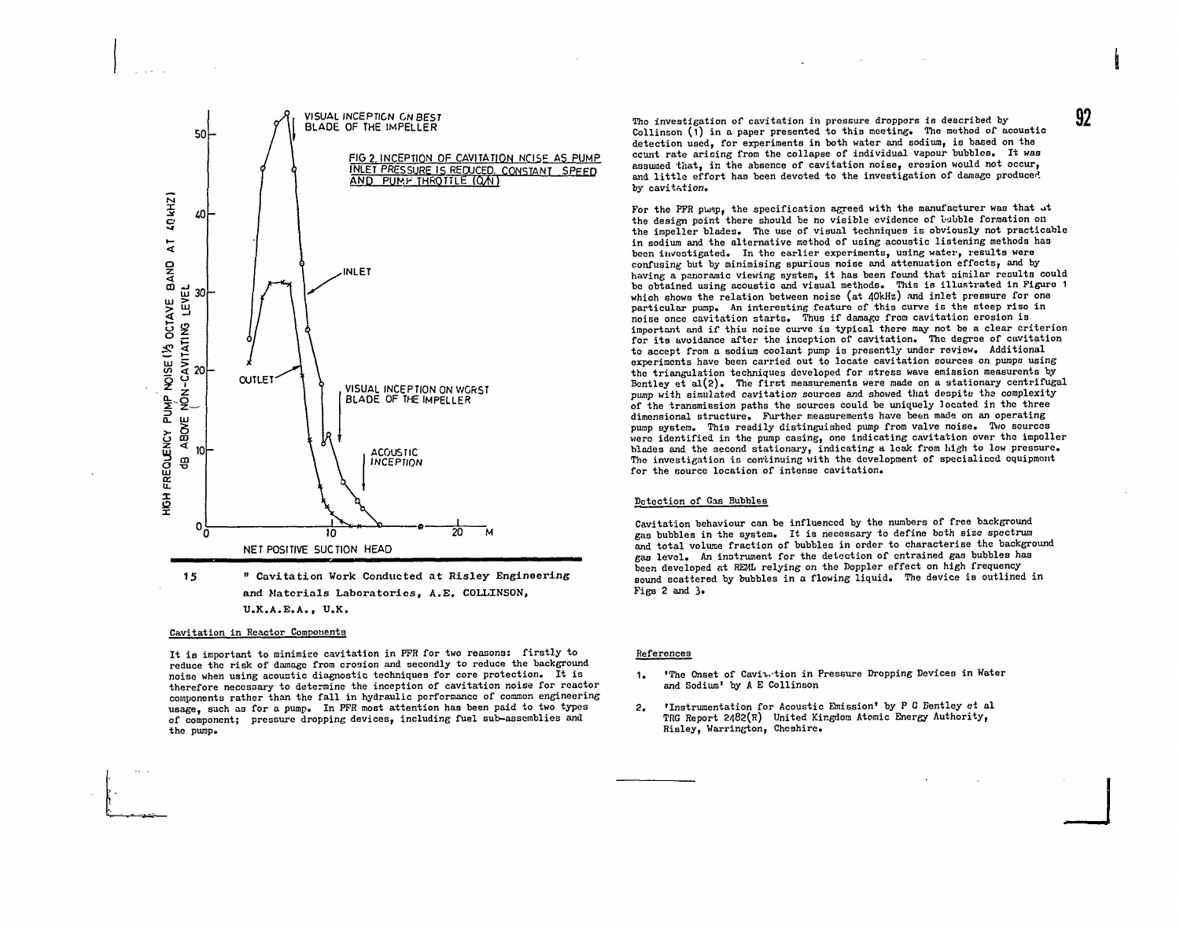VISUAL INCEPTION ON BEST BLADE OF THE IMPELLER

FIG 2. INCEPTION OF CAVITATION NOISE AS PUMP INLET PRESSURE IS REDUCED. CONSTANT SPEED AND PUMP THROTTLE (Q/N)

HIGH FREQUENCY PUMP NOISE (1/3 OCTAVE BAND AT 40kHz) dB ABOVE NON-CAVITATING LEVEL

50

40

30

20

10

0

INLET

OUTLET

VISUAL INCEPTION ON WORST BLADE OF THE IMPELLER

ACOUSTIC INCEPTION

0 10 20 M

NET POSITIVE SUCTION HEAD

## 15 " Cavitation Work Conducted at Risley Engineering and Materials Laboratories, A.E. COLLINSON, U.K.A.E.A., U.K.

### Cavitation in Reactor Components

It is important to minimize cavitation in PFR for two reasons: firstly to reduce the risk of damage from erosion and secondly to reduce the background noise when using acoustic diagnostic techniques for core protection. It is therefore necessary to determine the inception of cavitation noise for reactor components rather than the fall in hydraulic performance of common engineering usage, such as for a pump. In PFR most attention has been paid to two types of component; pressure dropping devices, including fuel sub-assemblies and the pump.

The investigation of cavitation in pressure droppers is described by Collinson (1) in a paper presented to this meeting. The method of acoustic detection used, for experiments in both water and sodium, is based on the count rate arising from the collapse of individual vapour bubbles. It was assumed that, in the absence of cavitation noise, erosion would not occur, and little effort has been devoted to the investigation of damage produced by cavitation.

For the PFR pump, the specification agreed with the manufacturer was that at the design point there should be no visible evidence of bubble formation on the impeller blades. The use of visual techniques is obviously not practicable in sodium and the alternative method of using acoustic listening methods has been investigated. In the earlier experiments, using water, results were confusing but by minimising spurious noise and attenuation effects, and by having a panoramic viewing system, it has been found that similar results could be obtained using acoustic and visual methods. This is illustrated in Figure 1 which shows the relation between noise (at 40kHz) and inlet pressure for one particular pump. An interesting feature of this curve is the steep rise in noise once cavitation starts. Thus if damage from cavitation erosion is important and if this noise curve is typical there may not be a clear criterion for its avoidance after the inception of cavitation. The degree of cavitation to accept from a sodium coolant pump is presently under review. Additional experiments have been carried out to locate cavitation sources on pumps using the triangulation techniques developed for stress wave emission measurents by Bentley et al(2). The first measurements were made on a stationary centrifugal pump with simulated cavitation sources and showed that despite the complexity of the transmission paths the sources could be uniquely located in the three dimensional structure. Further measurements have been made on an operating pump system. This readily distinguished pump from valve noise. Two sources were identified in the pump casing, one indicating cavitation over the impeller blades and the second stationary, indicating a leak from high to low pressure. The investigation is continuing with the development of specialised equipment for the source location of intense cavitation.

### Detection of Gas Bubbles

Cavitation behaviour can be influenced by the numbers of free background gas bubbles in the system. It is necessary to define both size spectrum and total volume fraction of bubbles in order to characterise the background gas level. An instrument for the detection of entrained gas bubbles has been developed at REML relying on the Doppler effect on high frequency sound scattered by bubbles in a flowing liquid. The device is outlined in Figs 2 and 3.

### References

1. 'The Onset of Cavitation in Pressure Dropping Devices in Water and Sodium' by A E Collinson
2. 'Instrumentation for Acoustic Emission' by P G Bentley et al TRG Report 2482(R) United Kingdom Atomic Energy Authority, Risley, Warrington, Cheshire.